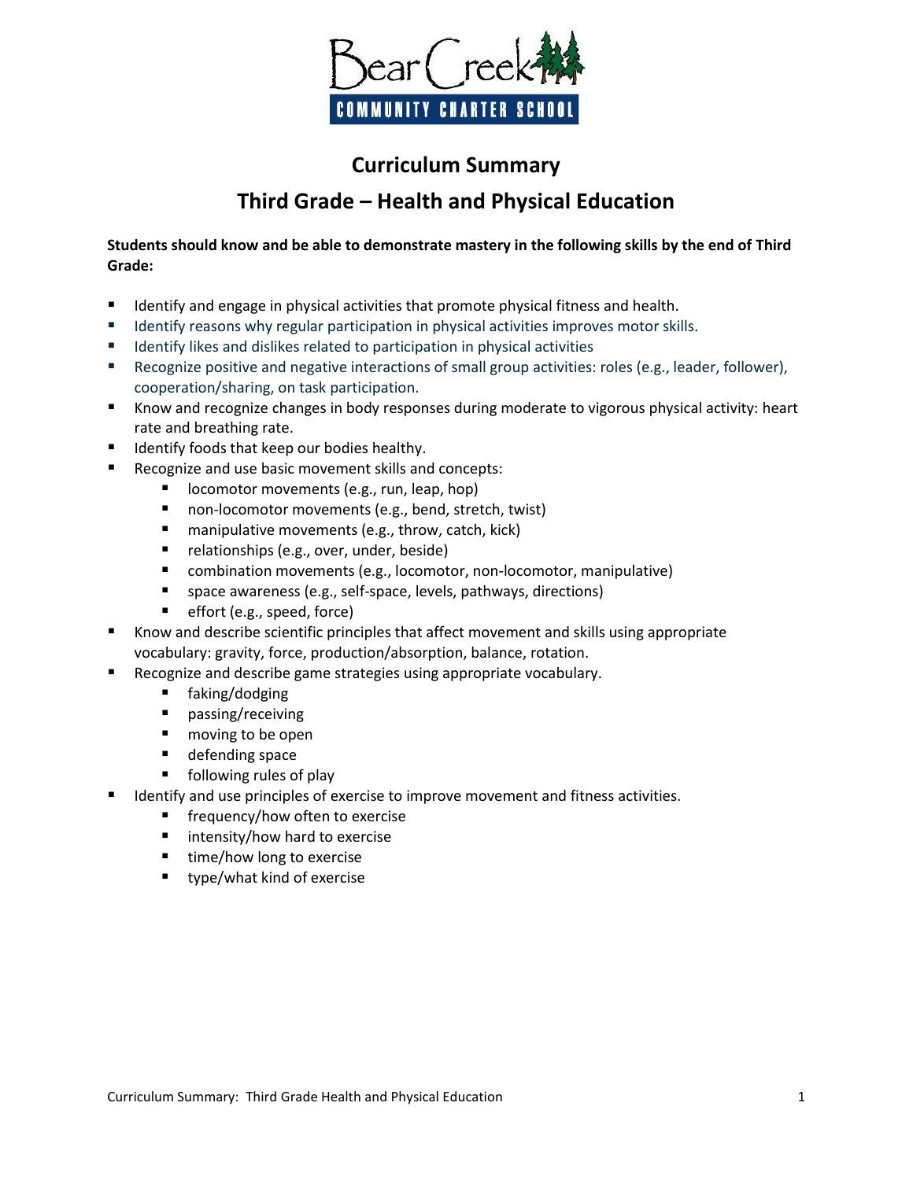Bear Creek
COMMUNITY CHARTER SCHOOL

# Curriculum Summary

## Third Grade – Health and Physical Education

**Students should know and be able to demonstrate mastery in the following skills by the end of Third Grade:**

- Identify and engage in physical activities that promote physical fitness and health.
- Identify reasons why regular participation in physical activities improves motor skills.
- Identify likes and dislikes related to participation in physical activities
- Recognize positive and negative interactions of small group activities: roles (e.g., leader, follower), cooperation/sharing, on task participation.
- Know and recognize changes in body responses during moderate to vigorous physical activity: heart rate and breathing rate.
- Identify foods that keep our bodies healthy.
- Recognize and use basic movement skills and concepts:
    - locomotor movements (e.g., run, leap, hop)
    - non-locomotor movements (e.g., bend, stretch, twist)
    - manipulative movements (e.g., throw, catch, kick)
    - relationships (e.g., over, under, beside)
    - combination movements (e.g., locomotor, non-locomotor, manipulative)
    - space awareness (e.g., self-space, levels, pathways, directions)
    - effort (e.g., speed, force)
- Know and describe scientific principles that affect movement and skills using appropriate vocabulary: gravity, force, production/absorption, balance, rotation.
- Recognize and describe game strategies using appropriate vocabulary.
    - faking/dodging
    - passing/receiving
    - moving to be open
    - defending space
    - following rules of play
- Identify and use principles of exercise to improve movement and fitness activities.
    - frequency/how often to exercise
    - intensity/how hard to exercise
    - time/how long to exercise
    - type/what kind of exercise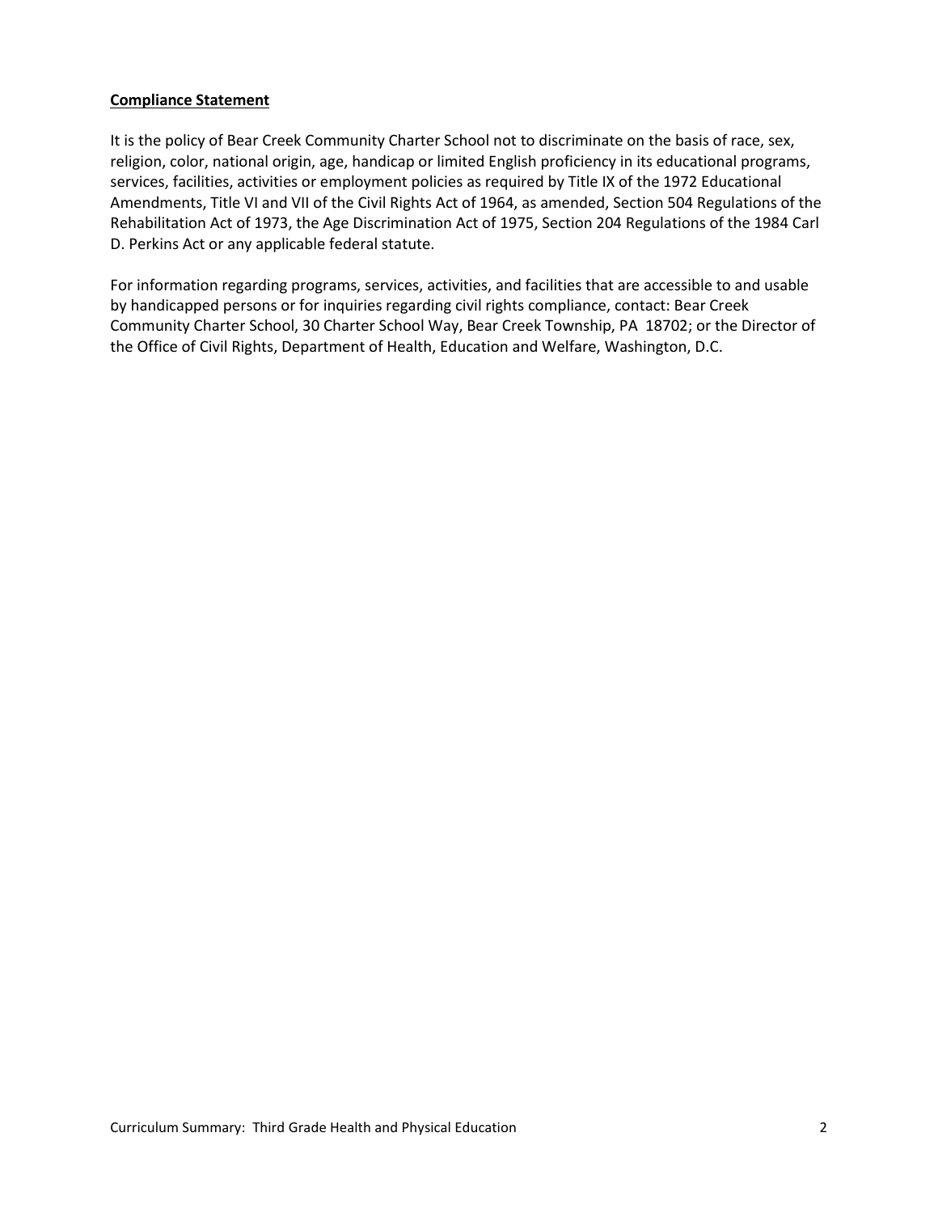**Compliance Statement**

It is the policy of Bear Creek Community Charter School not to discriminate on the basis of race, sex, religion, color, national origin, age, handicap or limited English proficiency in its educational programs, services, facilities, activities or employment policies as required by Title IX of the 1972 Educational Amendments, Title VI and VII of the Civil Rights Act of 1964, as amended, Section 504 Regulations of the Rehabilitation Act of 1973, the Age Discrimination Act of 1975, Section 204 Regulations of the 1984 Carl D. Perkins Act or any applicable federal statute.

For information regarding programs, services, activities, and facilities that are accessible to and usable by handicapped persons or for inquiries regarding civil rights compliance, contact: Bear Creek Community Charter School, 30 Charter School Way, Bear Creek Township, PA 18702; or the Director of the Office of Civil Rights, Department of Health, Education and Welfare, Washington, D.C.